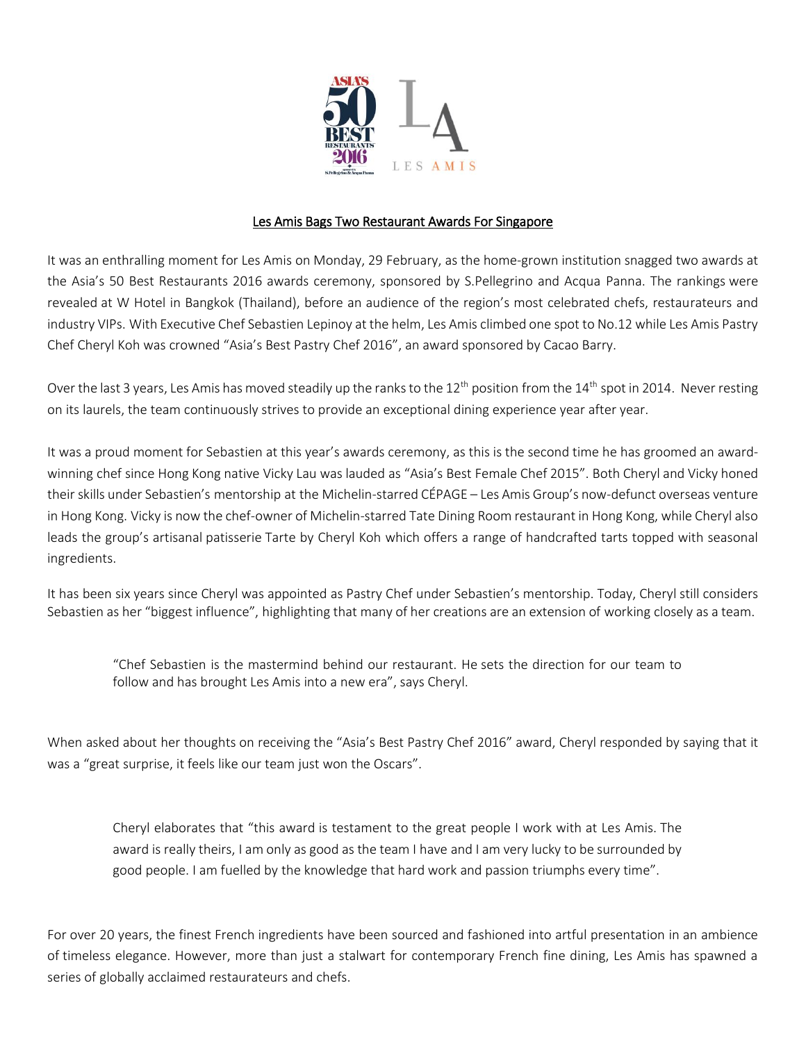## Les Amis Bags Two Restaurant Awards For Singapore

It was an enthralling moment for Les Amis on Monday, 29 February, as the home-grown institution snagged two awards at the Asia's 50 Best Restaurants 2016 awards ceremony, sponsored by S.Pellegrino and Acqua Panna. The rankings were revealed at W Hotel in Bangkok (Thailand), before an audience of the region's most celebrated chefs, restaurateurs and industry VIPs. With Executive Chef Sebastien Lepinoy at the helm, Les Amis climbed one spot to No.12 while Les Amis Pastry Chef Cheryl Koh was crowned "Asia's Best Pastry Chef 2016", an award sponsored by Cacao Barry.

Over the last 3 years, Les Amis has moved steadily up the ranks to the 12th position from the 14th spot in 2014. Never resting on its laurels, the team continuously strives to provide an exceptional dining experience year after year.

It was a proud moment for Sebastien at this year's awards ceremony, as this is the second time he has groomed an award-winning chef since Hong Kong native Vicky Lau was lauded as "Asia's Best Female Chef 2015". Both Cheryl and Vicky honed their skills under Sebastien's mentorship at the Michelin-starred CÉPAGE – Les Amis Group's now-defunct overseas venture in Hong Kong. Vicky is now the chef-owner of Michelin-starred Tate Dining Room restaurant in Hong Kong, while Cheryl also leads the group's artisanal patisserie Tarte by Cheryl Koh which offers a range of handcrafted tarts topped with seasonal ingredients.

It has been six years since Cheryl was appointed as Pastry Chef under Sebastien's mentorship. Today, Cheryl still considers Sebastien as her "biggest influence", highlighting that many of her creations are an extension of working closely as a team.

> "Chef Sebastien is the mastermind behind our restaurant. He sets the direction for our team to follow and has brought Les Amis into a new era", says Cheryl.

When asked about her thoughts on receiving the "Asia's Best Pastry Chef 2016" award, Cheryl responded by saying that it was a "great surprise, it feels like our team just won the Oscars".

> Cheryl elaborates that "this award is testament to the great people I work with at Les Amis. The award is really theirs, I am only as good as the team I have and I am very lucky to be surrounded by good people. I am fuelled by the knowledge that hard work and passion triumphs every time".

For over 20 years, the finest French ingredients have been sourced and fashioned into artful presentation in an ambience of timeless elegance. However, more than just a stalwart for contemporary French fine dining, Les Amis has spawned a series of globally acclaimed restaurateurs and chefs.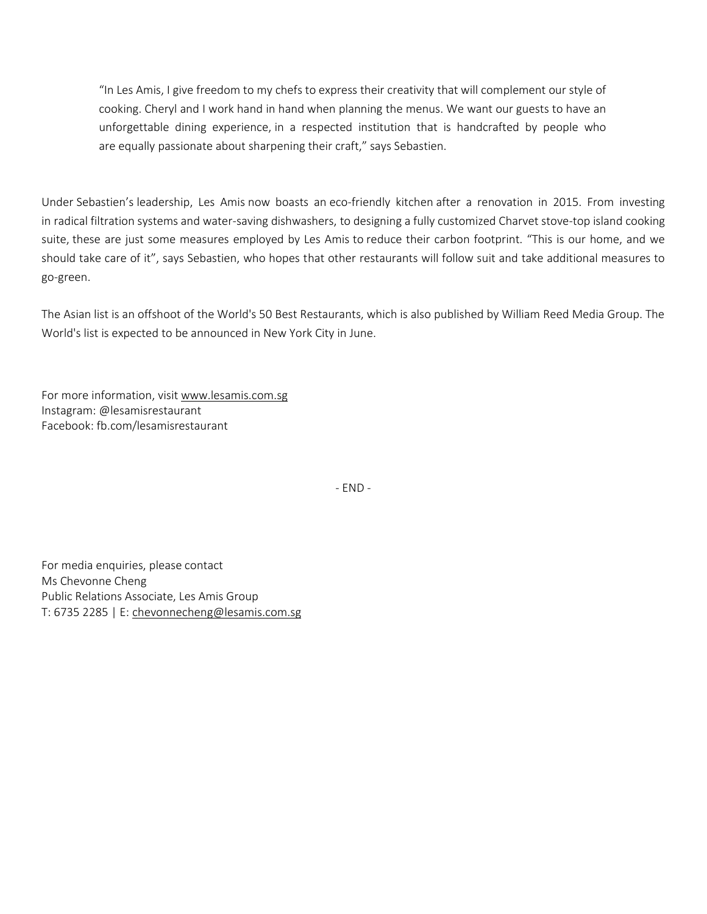> "In Les Amis, I give freedom to my chefs to express their creativity that will complement our style of cooking. Cheryl and I work hand in hand when planning the menus. We want our guests to have an unforgettable dining experience, in a respected institution that is handcrafted by people who are equally passionate about sharpening their craft," says Sebastien.

Under Sebastien's leadership, Les Amis now boasts an eco-friendly kitchen after a renovation in 2015. From investing in radical filtration systems and water-saving dishwashers, to designing a fully customized Charvet stove-top island cooking suite, these are just some measures employed by Les Amis to reduce their carbon footprint. "This is our home, and we should take care of it", says Sebastien, who hopes that other restaurants will follow suit and take additional measures to go-green.

The Asian list is an offshoot of the World's 50 Best Restaurants, which is also published by William Reed Media Group. The World's list is expected to be announced in New York City in June.

For more information, visit www.lesamis.com.sg
Instagram: @lesamisrestaurant
Facebook: fb.com/lesamisrestaurant

- END -

For media enquiries, please contact
Ms Chevonne Cheng
Public Relations Associate, Les Amis Group
T: 6735 2285 | E: chevonnecheng@lesamis.com.sg